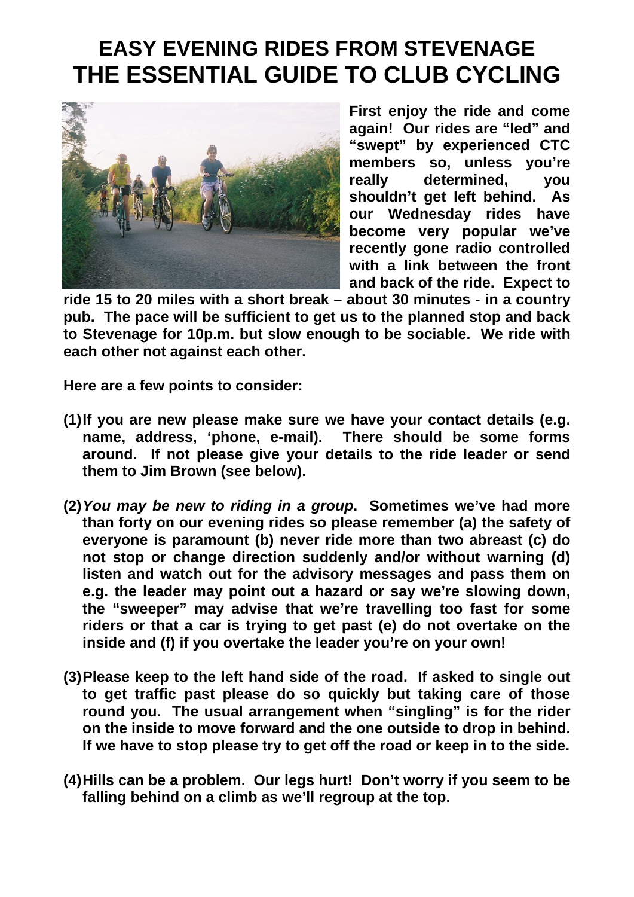# EASY EVENING RIDES FROM STEVENAGE
# THE ESSENTIAL GUIDE TO CLUB CYCLING

**First enjoy the ride and come again! Our rides are "led" and "swept" by experienced CTC members so, unless you're really determined, you shouldn't get left behind. As our Wednesday rides have become very popular we've recently gone radio controlled with a link between the front and back of the ride. Expect to ride 15 to 20 miles with a short break – about 30 minutes - in a country pub. The pace will be sufficient to get us to the planned stop and back to Stevenage for 10p.m. but slow enough to be sociable. We ride with each other not against each other.**

**Here are a few points to consider:**

**(1)** **If you are new please make sure we have your contact details (e.g. name, address, 'phone, e-mail). There should be some forms around. If not please give your details to the ride leader or send them to Jim Brown (see below).**

**(2)** ***You may be new to riding in a group*. Sometimes we've had more than forty on our evening rides so please remember (a) the safety of everyone is paramount (b) never ride more than two abreast (c) do not stop or change direction suddenly and/or without warning (d) listen and watch out for the advisory messages and pass them on e.g. the leader may point out a hazard or say we're slowing down, the "sweeper" may advise that we're travelling too fast for some riders or that a car is trying to get past (e) do not overtake on the inside and (f) if you overtake the leader you're on your own!**

**(3)** **Please keep to the left hand side of the road. If asked to single out to get traffic past please do so quickly but taking care of those round you. The usual arrangement when "singling" is for the rider on the inside to move forward and the one outside to drop in behind. If we have to stop please try to get off the road or keep in to the side.**

**(4)** **Hills can be a problem. Our legs hurt! Don't worry if you seem to be falling behind on a climb as we'll regroup at the top.**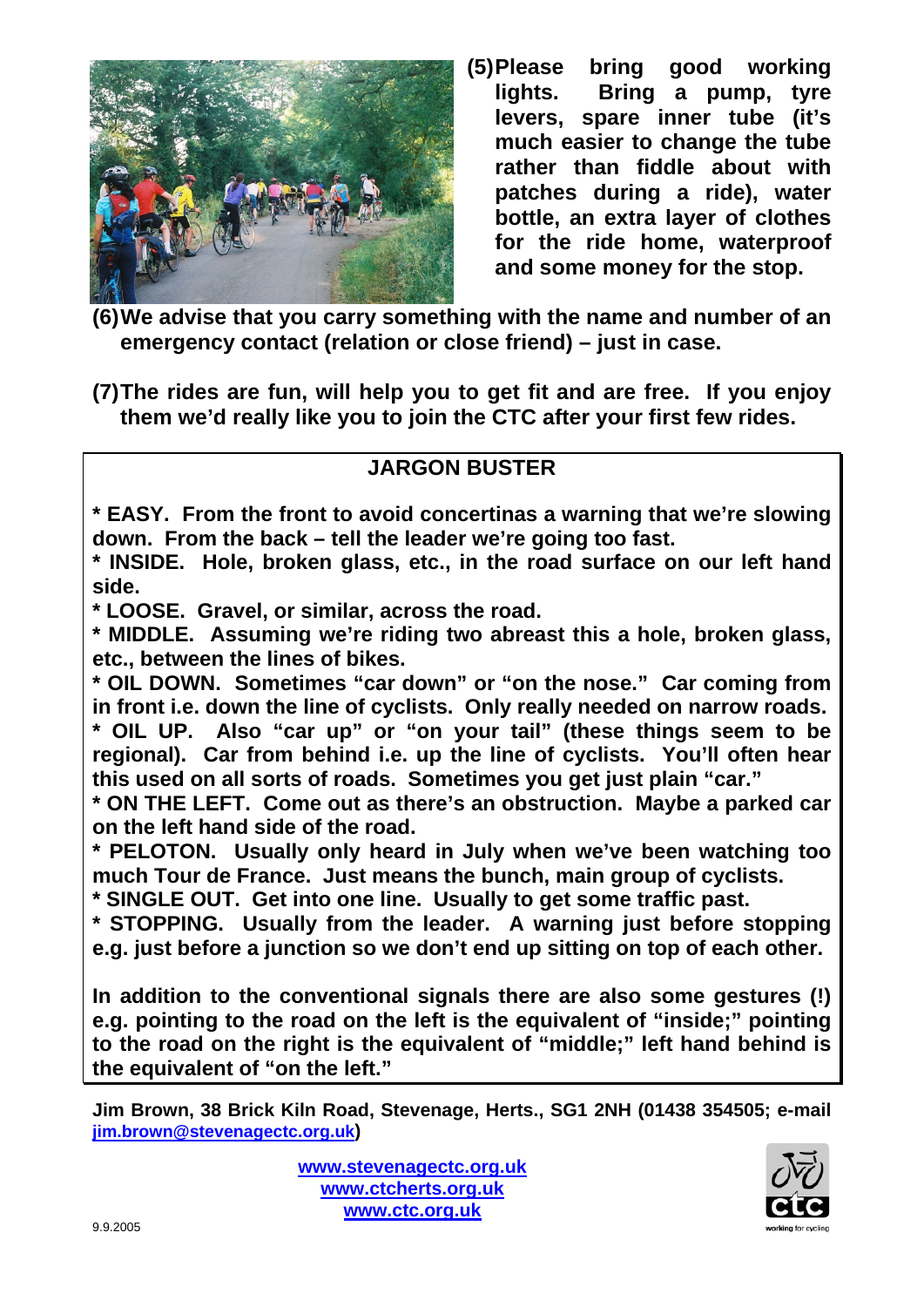**(5)Please bring good working lights. Bring a pump, tyre levers, spare inner tube (it's much easier to change the tube rather than fiddle about with patches during a ride), water bottle, an extra layer of clothes for the ride home, waterproof and some money for the stop.**

**(6)We advise that you carry something with the name and number of an emergency contact (relation or close friend) – just in case.**

**(7)The rides are fun, will help you to get fit and are free. If you enjoy them we'd really like you to join the CTC after your first few rides.**

## JARGON BUSTER

**\* EASY. From the front to avoid concertinas a warning that we're slowing down. From the back – tell the leader we're going too fast.**
**\* INSIDE. Hole, broken glass, etc., in the road surface on our left hand side.**
**\* LOOSE. Gravel, or similar, across the road.**
**\* MIDDLE. Assuming we're riding two abreast this a hole, broken glass, etc., between the lines of bikes.**
**\* OIL DOWN. Sometimes "car down" or "on the nose." Car coming from in front i.e. down the line of cyclists. Only really needed on narrow roads.**
**\* OIL UP. Also "car up" or "on your tail" (these things seem to be regional). Car from behind i.e. up the line of cyclists. You'll often hear this used on all sorts of roads. Sometimes you get just plain "car."**
**\* ON THE LEFT. Come out as there's an obstruction. Maybe a parked car on the left hand side of the road.**
**\* PELOTON. Usually only heard in July when we've been watching too much Tour de France. Just means the bunch, main group of cyclists.**
**\* SINGLE OUT. Get into one line. Usually to get some traffic past.**
**\* STOPPING. Usually from the leader. A warning just before stopping e.g. just before a junction so we don't end up sitting on top of each other.**

**In addition to the conventional signals there are also some gestures (!) e.g. pointing to the road on the left is the equivalent of "inside;" pointing to the road on the right is the equivalent of "middle;" left hand behind is the equivalent of "on the left."**

**Jim Brown, 38 Brick Kiln Road, Stevenage, Herts., SG1 2NH (01438 354505; e-mail jim.brown@stevenagectc.org.uk)**

**www.stevenagectc.org.uk**
**www.ctcherts.org.uk**
**www.ctc.org.uk**

ctc
working for cycling

9.9.2005